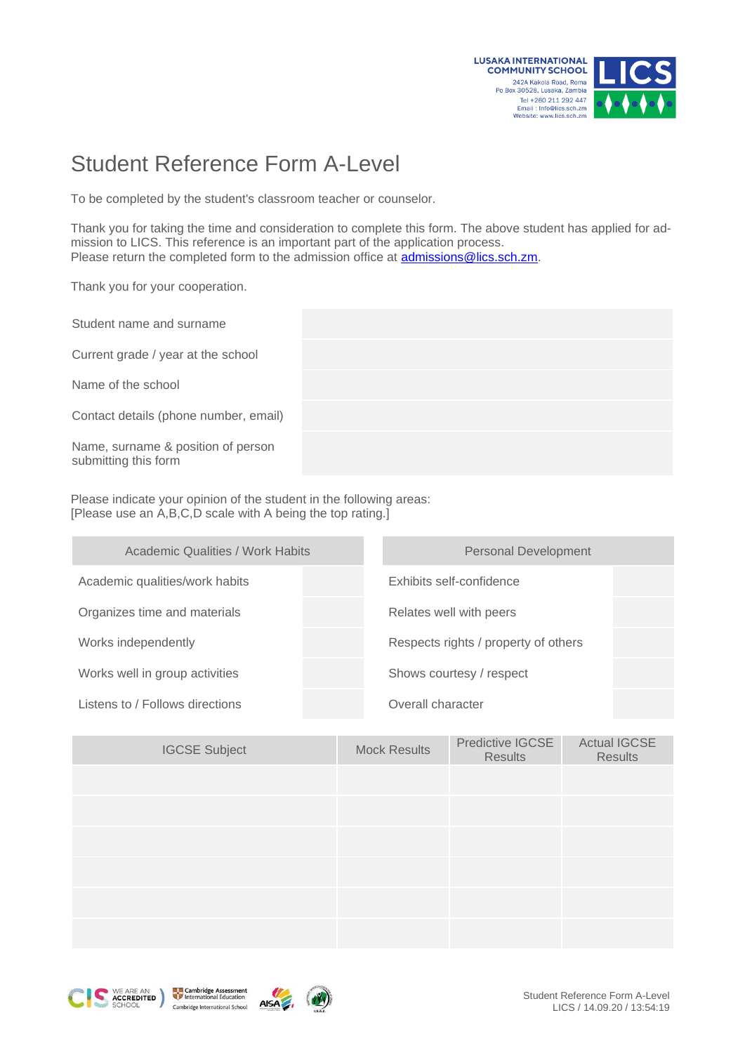LUSAKA INTERNATIONAL COMMUNITY SCHOOL
242A Kakola Road, Roma
Po Box 30528, Lusaka, Zambia
Tel +260 211 292 447
Email : info@lics.sch.zm
Website: www.lics.sch.zm

# Student Reference Form A-Level

To be completed by the student's classroom teacher or counselor.

Thank you for taking the time and consideration to complete this form. The above student has applied for admission to LICS. This reference is an important part of the application process.
Please return the completed form to the admission office at admissions@lics.sch.zm.

Thank you for your cooperation.

| | |
|---|---|
| Student name and surname | |
| Current grade / year at the school | |
| Name of the school | |
| Contact details (phone number, email) | |
| Name, surname & position of person submitting this form | |

Please indicate your opinion of the student in the following areas:
[Please use an A,B,C,D scale with A being the top rating.]

| Academic Qualities / Work Habits | | Personal Development | |
|---|---|---|---|
| Academic qualities/work habits | | Exhibits self-confidence | |
| Organizes time and materials | | Relates well with peers | |
| Works independently | | Respects rights / property of others | |
| Works well in group activities | | Shows courtesy / respect | |
| Listens to / Follows directions | | Overall character | |

| IGCSE Subject | Mock Results | Predictive IGCSE Results | Actual IGCSE Results |
|---|---|---|---|
| | | | |
| | | | |
| | | | |
| | | | |
| | | | |
| | | | |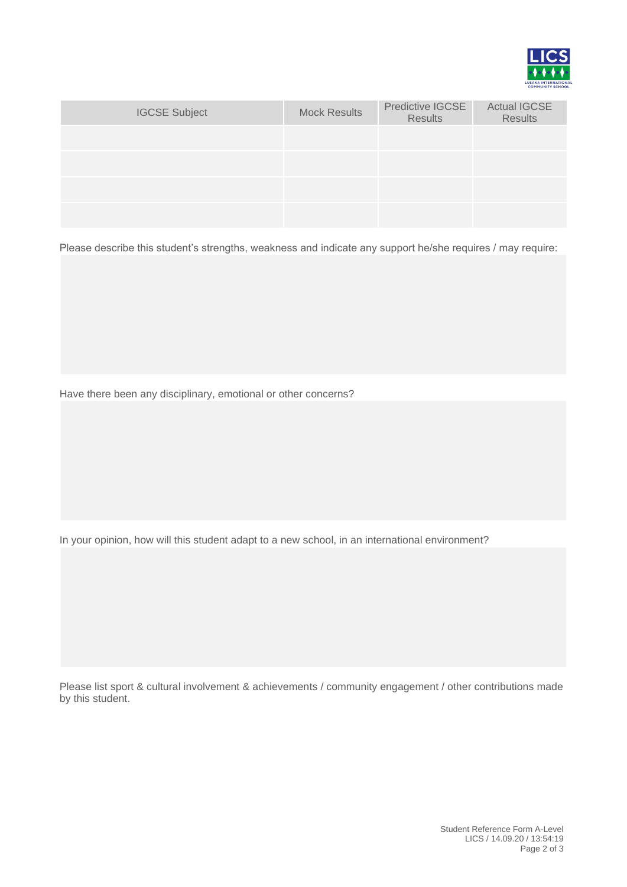| IGCSE Subject | Mock Results | Predictive IGCSE Results | Actual IGCSE Results |
|---|---|---|---|
| | | | |
| | | | |
| | | | |
| | | | |

Please describe this student's strengths, weakness and indicate any support he/she requires / may require:

Have there been any disciplinary, emotional or other concerns?

In your opinion, how will this student adapt to a new school, in an international environment?

Please list sport & cultural involvement & achievements / community engagement / other contributions made by this student.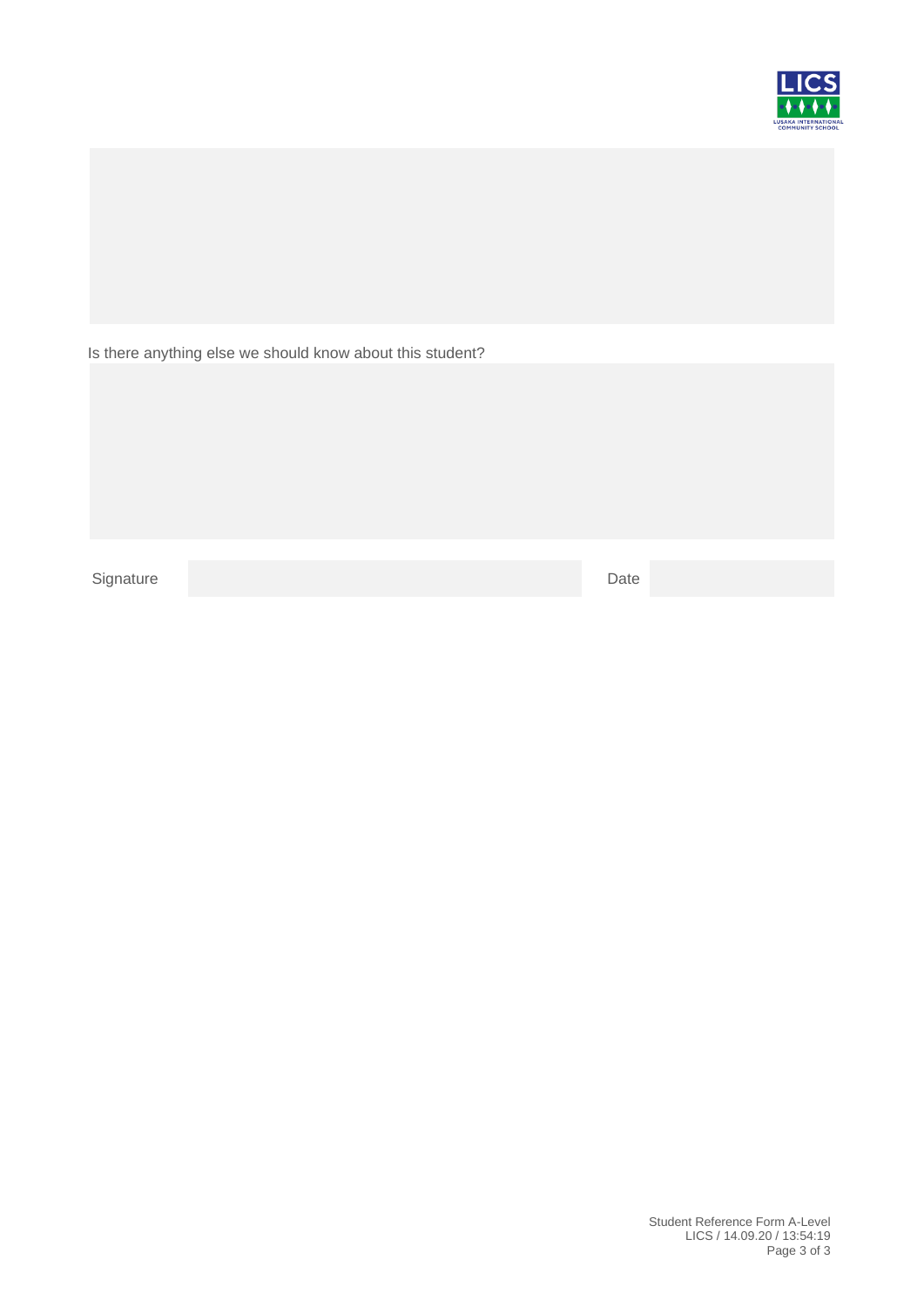Is there anything else we should know about this student?

Signature Date